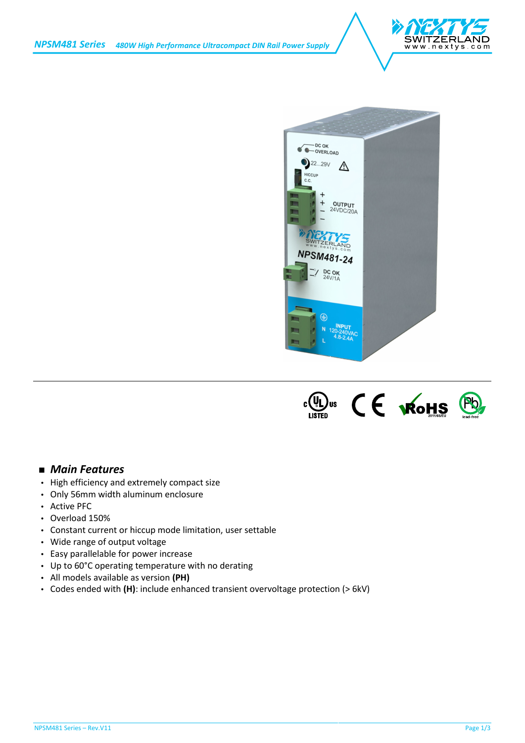# NPSM481 Series

480W High Performance Ultracompact DIN Rail Power Supply

## ■ *Main Features*

- High efficiency and extremely compact size
- Only 56mm width aluminum enclosure
- Active PFC
- Overload 150%
- Constant current or hiccup mode limitation, user settable
- Wide range of output voltage
- Easy parallelable for power increase
- Up to 60°C operating temperature with no derating
- All models available as version **(PH)**
- Codes ended with **(H)**: include enhanced transient overvoltage protection (> 6kV)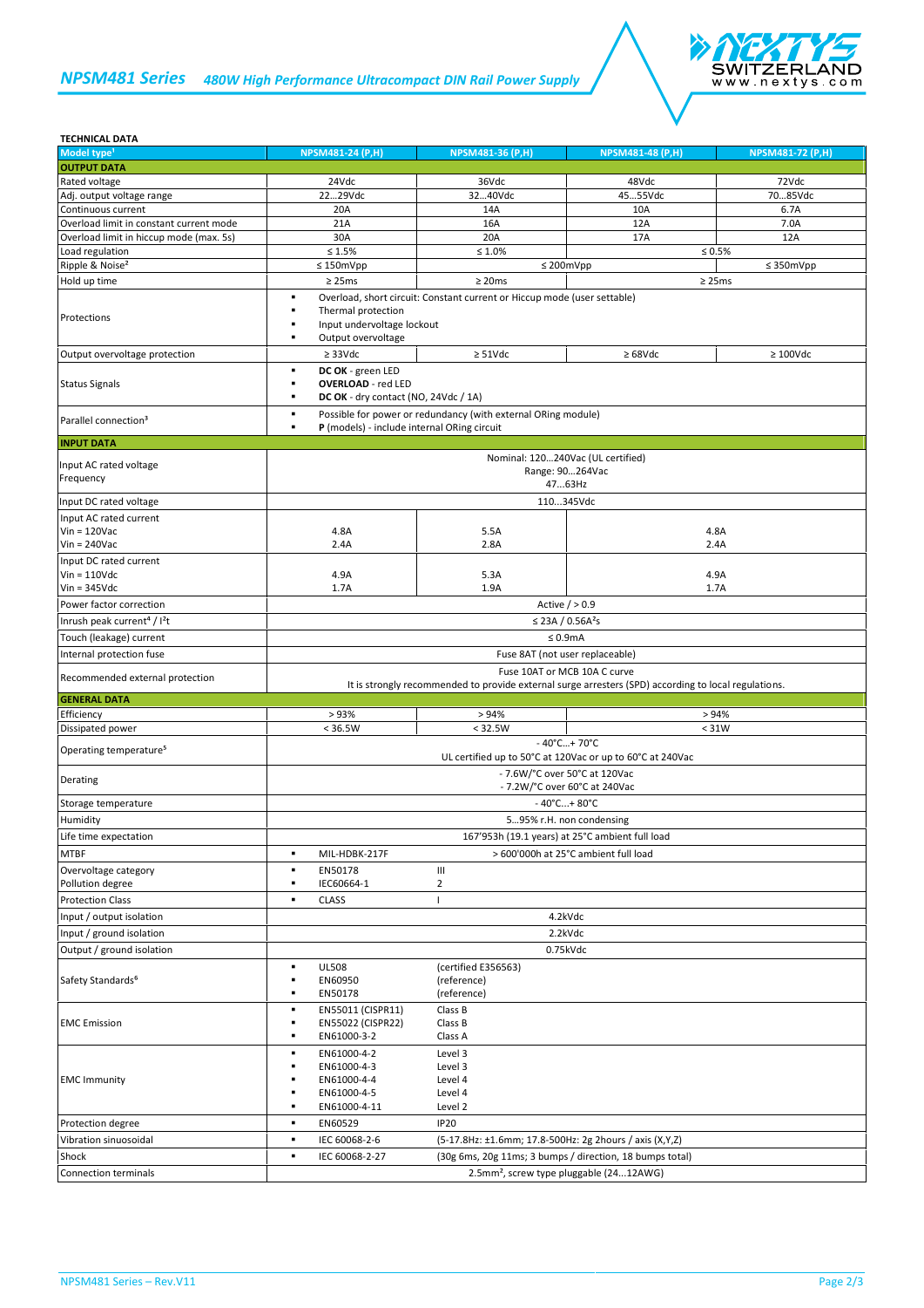# NPSM481 Series *480W High Performance Ultracompact DIN Rail Power Supply*

**TECHNICAL DATA**

| Model type[1] | NPSM481-24 (P,H) | NPSM481-36 (P,H) | NPSM481-48 (P,H) | NPSM481-72 (P,H) |
|---|---|---|---|---|
| **OUTPUT DATA** | | | | |
| Rated voltage | 24Vdc | 36Vdc | 48Vdc | 72Vdc |
| Adj. output voltage range | 22…29Vdc | 32…40Vdc | 45…55Vdc | 70…85Vdc |
| Continuous current | 20A | 14A | 10A | 6.7A |
| Overload limit in constant current mode | 21A | 16A | 12A | 7.0A |
| Overload limit in hiccup mode (max. 5s) | 30A | 20A | 17A | 12A |
| Load regulation | ≤ 1.5% | ≤ 1.0% | ≤ 0.5% | |
| Ripple & Noise[2] | ≤ 150mVpp | ≤ 200mVpp | | ≤ 350mVpp |
| Hold up time | ≥ 25ms | ≥ 20ms | ≥ 25ms | |
| Protections | ▪ Overload, short circuit: Constant current or Hiccup mode (user settable)<br>▪ Thermal protection<br>▪ Input undervoltage lockout<br>▪ Output overvoltage | | | |
| Output overvoltage protection | ≥ 33Vdc | ≥ 51Vdc | ≥ 68Vdc | ≥ 100Vdc |
| Status Signals | ▪ **DC OK** - green LED<br>▪ **OVERLOAD** - red LED<br>▪ **DC OK** - dry contact (NO, 24Vdc / 1A) | | | |
| Parallel connection[3] | ▪ Possible for power or redundancy (with external ORing module)<br>▪ **P** (models) - include internal ORing circuit | | | |
| **INPUT DATA** | | | | |
| Input AC rated voltage<br>Frequency | Nominal: 120…240Vac (UL certified)<br>Range: 90…264Vac<br>47…63Hz | | | |
| Input DC rated voltage | 110…345Vdc | | | |
| Input AC rated current<br>Vin = 120Vac<br>Vin = 240Vac | <br>4.8A<br>2.4A | <br>5.5A<br>2.8A | <br>4.8A<br>2.4A | |
| Input DC rated current<br>Vin = 110Vdc<br>Vin = 345Vdc | <br>4.9A<br>1.7A | <br>5.3A<br>1.9A | <br>4.9A<br>1.7A | |
| Power factor correction | Active / > 0.9 | | | |
| Inrush peak current[4] / $I^2t$ | ≤ 23A / 0.56A²s | | | |
| Touch (leakage) current | ≤ 0.9mA | | | |
| Internal protection fuse | Fuse 8AT (not user replaceable) | | | |
| Recommended external protection | Fuse 10AT or MCB 10A C curve<br>It is strongly recommended to provide external surge arresters (SPD) according to local regulations. | | | |
| **GENERAL DATA** | | | | |
| Efficiency | > 93% | > 94% | > 94% | |
| Dissipated power | < 36.5W | < 32.5W | < 31W | |
| Operating temperature[5] | - 40°C…+ 70°C<br>UL certified up to 50°C at 120Vac or up to 60°C at 240Vac | | | |
| Derating | - 7.6W/°C over 50°C at 120Vac<br>- 7.2W/°C over 60°C at 240Vac | | | |
| Storage temperature | - 40°C…+ 80°C | | | |
| Humidity | 5…95% r.H. non condensing | | | |
| Life time expectation | 167'953h (19.1 years) at 25°C ambient full load | | | |
| MTBF | ▪ MIL-HDBK-217F | > 600'000h at 25°C ambient full load | | |
| Overvoltage category<br>Pollution degree | ▪ EN50178<br>▪ IEC60664-1 | III<br>2 | | |
| Protection Class | ▪ CLASS | I | | |
| Input / output isolation | 4.2kVdc | | | |
| Input / ground isolation | 2.2kVdc | | | |
| Output / ground isolation | 0.75kVdc | | | |
| Safety Standards[6] | ▪ UL508<br>▪ EN60950<br>▪ EN50178 | (certified E356563)<br>(reference)<br>(reference) | | |
| EMC Emission | ▪ EN55011 (CISPR11)<br>▪ EN55022 (CISPR22)<br>▪ EN61000-3-2 | Class B<br>Class B<br>Class A | | |
| EMC Immunity | ▪ EN61000-4-2<br>▪ EN61000-4-3<br>▪ EN61000-4-4<br>▪ EN61000-4-5<br>▪ EN61000-4-11 | Level 3<br>Level 3<br>Level 4<br>Level 4<br>Level 2 | | |
| Protection degree | ▪ EN60529 | IP20 | | |
| Vibration sinuosoidal | ▪ IEC 60068-2-6 | (5-17.8Hz: ±1.6mm; 17.8-500Hz: 2g 2hours / axis (X,Y,Z) | | |
| Shock | ▪ IEC 60068-2-27 | (30g 6ms, 20g 11ms; 3 bumps / direction, 18 bumps total) | | |
| Connection terminals | 2.5mm², screw type pluggable (24…12AWG) | | | |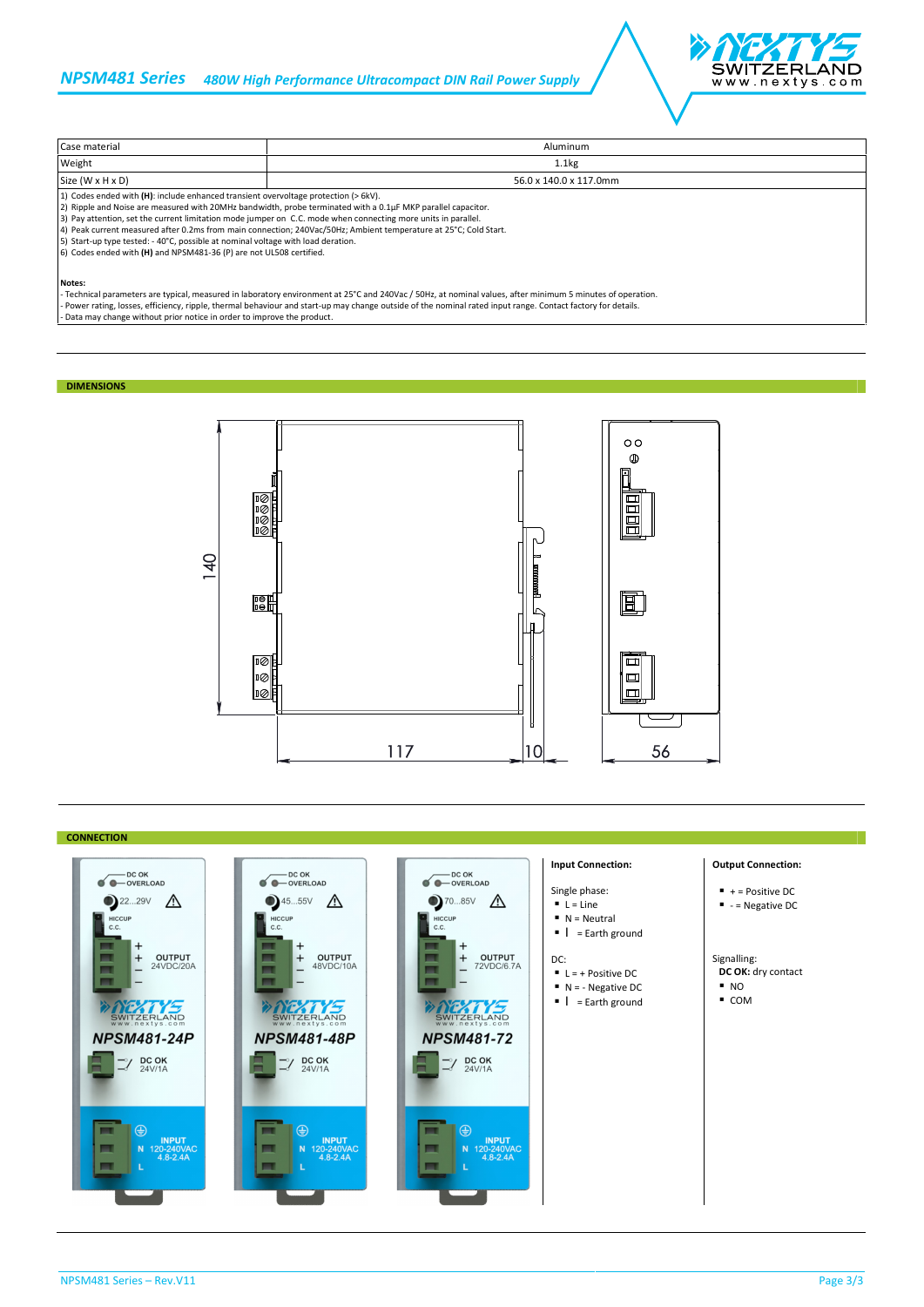| | |
|---|---|
| Case material | Aluminum |
| Weight | 1.1kg |
| Size (W x H x D) | 56.0 x 140.0 x 117.0mm |

1) Codes ended with **(H)**: include enhanced transient overvoltage protection (> 6kV).
2) Ripple and Noise are measured with 20MHz bandwidth, probe terminated with a 0.1µF MKP parallel capacitor.
3) Pay attention, set the current limitation mode jumper on C.C. mode when connecting more units in parallel.
4) Peak current measured after 0.2ms from main connection; 240Vac/50Hz; Ambient temperature at 25°C; Cold Start.
5) Start-up type tested: - 40°C, possible at nominal voltage with load deration.
6) Codes ended with **(H)** and NPSM481-36 (P) are not UL508 certified.

**Notes:**
- Technical parameters are typical, measured in laboratory environment at 25°C and 240Vac / 50Hz, at nominal values, after minimum 5 minutes of operation.
- Power rating, losses, efficiency, ripple, thermal behaviour and start-up may change outside of the nominal rated input range. Contact factory for details.
- Data may change without prior notice in order to improve the product.

## DIMENSIONS

140

117

10

56

## CONNECTION

DC OK
OVERLOAD
22...29V
HICCUP
C.C.
OUTPUT
24VDC/20A
NPSM481-24P
DC OK
24V/1A
INPUT
N 120-240VAC
4.8-2.4A
L

DC OK
OVERLOAD
45...55V
HICCUP
C.C.
OUTPUT
48VDC/10A
NPSM481-48P
DC OK
24V/1A
INPUT
N 120-240VAC
4.8-2.4A
L

DC OK
OVERLOAD
70...85V
HICCUP
C.C.
OUTPUT
72VDC/6.7A
NPSM481-72
DC OK
24V/1A
INPUT
N 120-240VAC
4.8-2.4A
L

**Input Connection:**

Single phase:
- L = Line
- N = Neutral
- ⏚ = Earth ground

DC:
- L = + Positive DC
- N = - Negative DC
- ⏚ = Earth ground

**Output Connection:**

- \+ = Positive DC
- \- = Negative DC

Signalling:
**DC OK:** dry contact
- NO
- COM